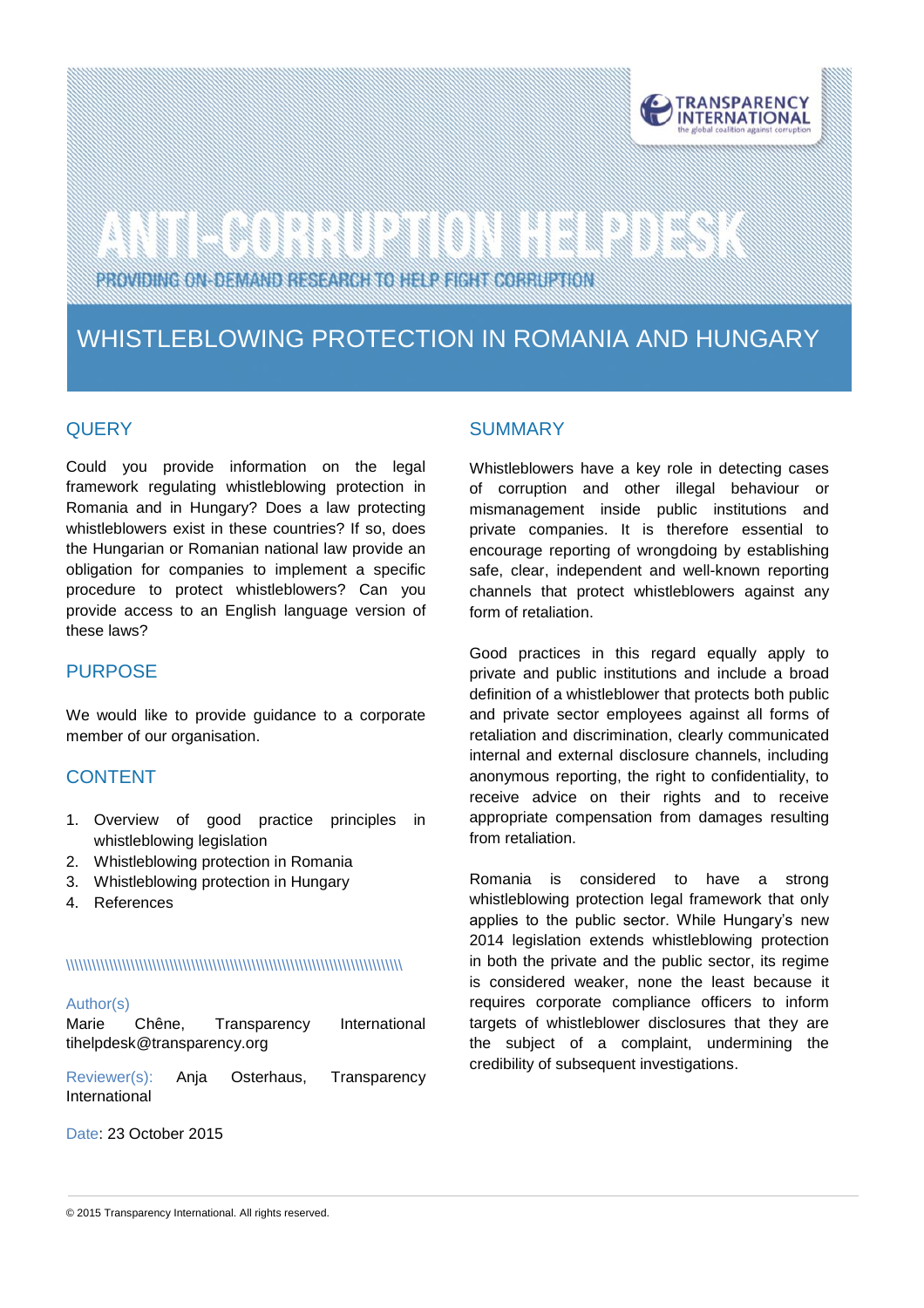ANTI-CORRUPTION HELPDESK

PROVIDING ON-DEMAND RESEARCH TO HELP FIGHT CORRUPTION

# WHISTLEBLOWING PROTECTION IN ROMANIA AND HUNGARY

## QUERY

Could you provide information on the legal framework regulating whistleblowing protection in Romania and in Hungary? Does a law protecting whistleblowers exist in these countries? If so, does the Hungarian or Romanian national law provide an obligation for companies to implement a specific procedure to protect whistleblowers? Can you provide access to an English language version of these laws?

## PURPOSE

We would like to provide guidance to a corporate member of our organisation.

## CONTENT

1. Overview of good practice principles in whistleblowing legislation
2. Whistleblowing protection in Romania
3. Whistleblowing protection in Hungary
4. References

\\\\\\\\\\\\\\\\\\\\\\\\\\\\\\\\\\\\\\\\\\\\\\\\\\\\\\\\\\\\\\\\\\\\\\\\\\\\\\\\\\\\\\\\\\\\\\\\\\\\\\\\\\\\\\\\\\\\

Author(s)
Marie Chêne, Transparency International tihelpdesk@transparency.org

Reviewer(s): Anja Osterhaus, Transparency International

Date: 23 October 2015

## SUMMARY

Whistleblowers have a key role in detecting cases of corruption and other illegal behaviour or mismanagement inside public institutions and private companies. It is therefore essential to encourage reporting of wrongdoing by establishing safe, clear, independent and well-known reporting channels that protect whistleblowers against any form of retaliation.

Good practices in this regard equally apply to private and public institutions and include a broad definition of a whistleblower that protects both public and private sector employees against all forms of retaliation and discrimination, clearly communicated internal and external disclosure channels, including anonymous reporting, the right to confidentiality, to receive advice on their rights and to receive appropriate compensation from damages resulting from retaliation.

Romania is considered to have a strong whistleblowing protection legal framework that only applies to the public sector. While Hungary's new 2014 legislation extends whistleblowing protection in both the private and the public sector, its regime is considered weaker, none the least because it requires corporate compliance officers to inform targets of whistleblower disclosures that they are the subject of a complaint, undermining the credibility of subsequent investigations.

© 2015 Transparency International. All rights reserved.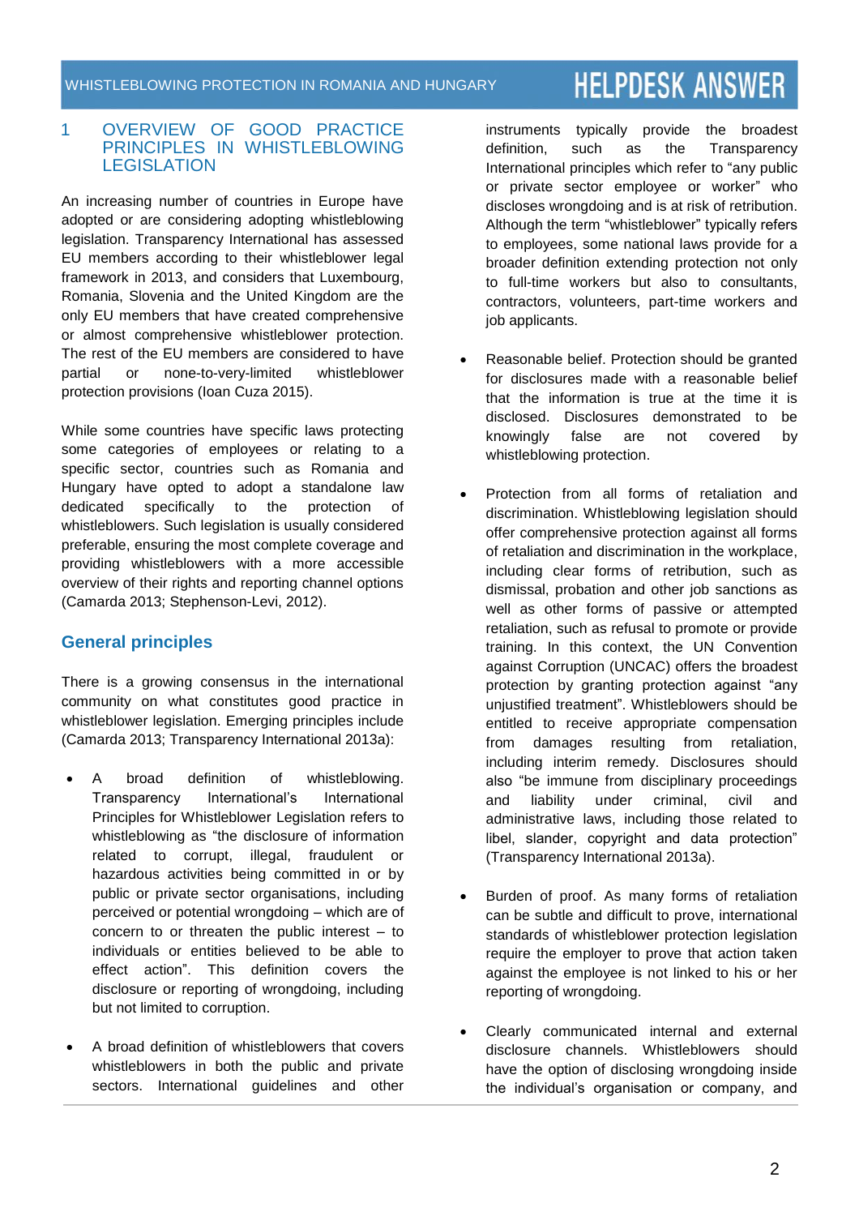## 1 OVERVIEW OF GOOD PRACTICE PRINCIPLES IN WHISTLEBLOWING LEGISLATION

An increasing number of countries in Europe have adopted or are considering adopting whistleblowing legislation. Transparency International has assessed EU members according to their whistleblower legal framework in 2013, and considers that Luxembourg, Romania, Slovenia and the United Kingdom are the only EU members that have created comprehensive or almost comprehensive whistleblower protection. The rest of the EU members are considered to have partial or none-to-very-limited whistleblower protection provisions (Ioan Cuza 2015).

While some countries have specific laws protecting some categories of employees or relating to a specific sector, countries such as Romania and Hungary have opted to adopt a standalone law dedicated specifically to the protection of whistleblowers. Such legislation is usually considered preferable, ensuring the most complete coverage and providing whistleblowers with a more accessible overview of their rights and reporting channel options (Camarda 2013; Stephenson-Levi, 2012).

### General principles

There is a growing consensus in the international community on what constitutes good practice in whistleblower legislation. Emerging principles include (Camarda 2013; Transparency International 2013a):

- A broad definition of whistleblowing. Transparency International's International Principles for Whistleblower Legislation refers to whistleblowing as "the disclosure of information related to corrupt, illegal, fraudulent or hazardous activities being committed in or by public or private sector organisations, including perceived or potential wrongdoing – which are of concern to or threaten the public interest – to individuals or entities believed to be able to effect action". This definition covers the disclosure or reporting of wrongdoing, including but not limited to corruption.

- A broad definition of whistleblowers that covers whistleblowers in both the public and private sectors. International guidelines and other instruments typically provide the broadest definition, such as the Transparency International principles which refer to "any public or private sector employee or worker" who discloses wrongdoing and is at risk of retribution. Although the term "whistleblower" typically refers to employees, some national laws provide for a broader definition extending protection not only to full-time workers but also to consultants, contractors, volunteers, part-time workers and job applicants.

- Reasonable belief. Protection should be granted for disclosures made with a reasonable belief that the information is true at the time it is disclosed. Disclosures demonstrated to be knowingly false are not covered by whistleblowing protection.

- Protection from all forms of retaliation and discrimination. Whistleblowing legislation should offer comprehensive protection against all forms of retaliation and discrimination in the workplace, including clear forms of retribution, such as dismissal, probation and other job sanctions as well as other forms of passive or attempted retaliation, such as refusal to promote or provide training. In this context, the UN Convention against Corruption (UNCAC) offers the broadest protection by granting protection against "any unjustified treatment". Whistleblowers should be entitled to receive appropriate compensation from damages resulting from retaliation, including interim remedy. Disclosures should also "be immune from disciplinary proceedings and liability under criminal, civil and administrative laws, including those related to libel, slander, copyright and data protection" (Transparency International 2013a).

- Burden of proof. As many forms of retaliation can be subtle and difficult to prove, international standards of whistleblower protection legislation require the employer to prove that action taken against the employee is not linked to his or her reporting of wrongdoing.

- Clearly communicated internal and external disclosure channels. Whistleblowers should have the option of disclosing wrongdoing inside the individual's organisation or company, and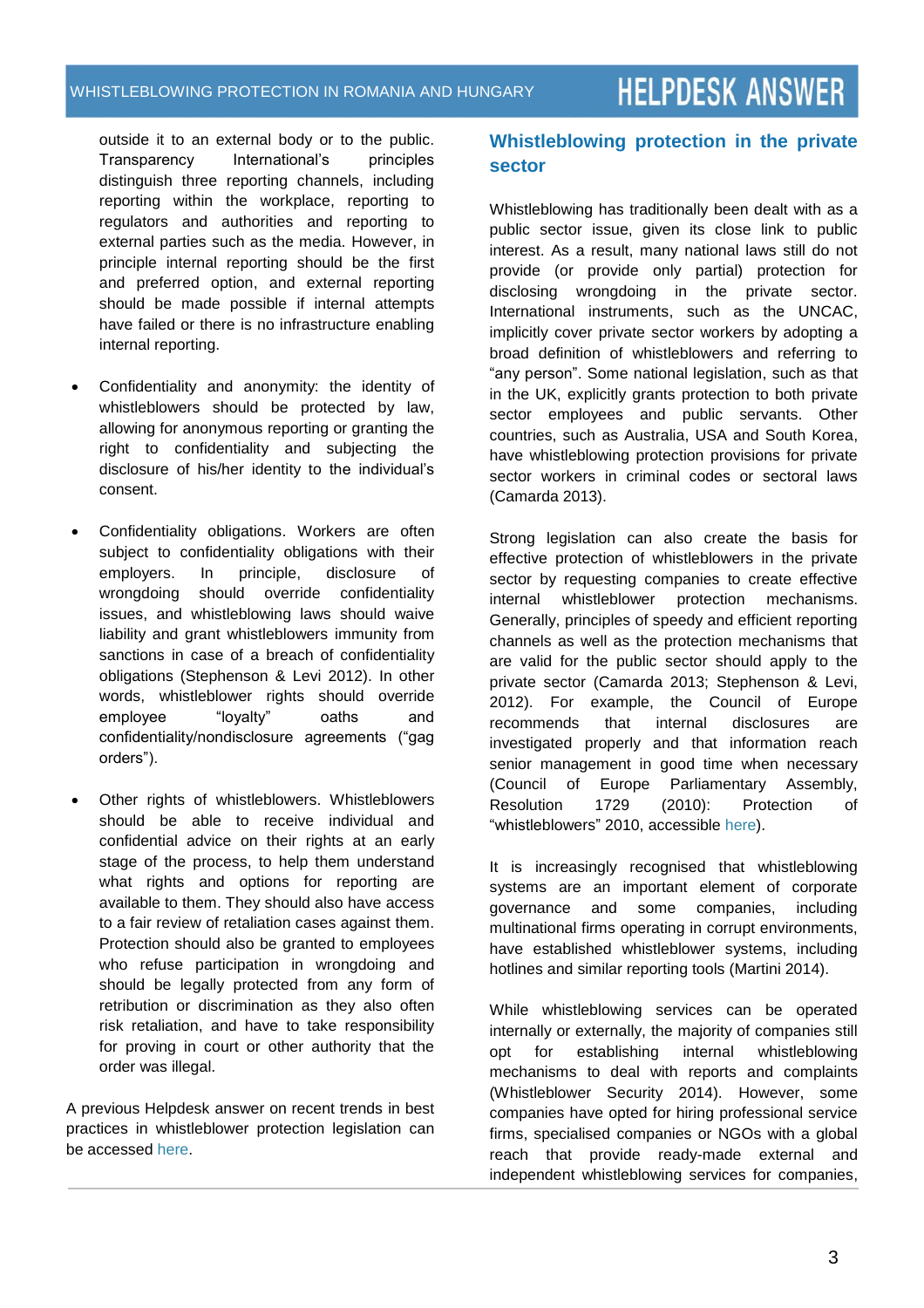outside it to an external body or to the public. Transparency International's principles distinguish three reporting channels, including reporting within the workplace, reporting to regulators and authorities and reporting to external parties such as the media. However, in principle internal reporting should be the first and preferred option, and external reporting should be made possible if internal attempts have failed or there is no infrastructure enabling internal reporting.

- Confidentiality and anonymity: the identity of whistleblowers should be protected by law, allowing for anonymous reporting or granting the right to confidentiality and subjecting the disclosure of his/her identity to the individual's consent.

- Confidentiality obligations. Workers are often subject to confidentiality obligations with their employers. In principle, disclosure of wrongdoing should override confidentiality issues, and whistleblowing laws should waive liability and grant whistleblowers immunity from sanctions in case of a breach of confidentiality obligations (Stephenson & Levi 2012). In other words, whistleblower rights should override employee "loyalty" oaths and confidentiality/nondisclosure agreements ("gag orders").

- Other rights of whistleblowers. Whistleblowers should be able to receive individual and confidential advice on their rights at an early stage of the process, to help them understand what rights and options for reporting are available to them. They should also have access to a fair review of retaliation cases against them. Protection should also be granted to employees who refuse participation in wrongdoing and should be legally protected from any form of retribution or discrimination as they also often risk retaliation, and have to take responsibility for proving in court or other authority that the order was illegal.

A previous Helpdesk answer on recent trends in best practices in whistleblower protection legislation can be accessed here.

## Whistleblowing protection in the private sector

Whistleblowing has traditionally been dealt with as a public sector issue, given its close link to public interest. As a result, many national laws still do not provide (or provide only partial) protection for disclosing wrongdoing in the private sector. International instruments, such as the UNCAC, implicitly cover private sector workers by adopting a broad definition of whistleblowers and referring to "any person". Some national legislation, such as that in the UK, explicitly grants protection to both private sector employees and public servants. Other countries, such as Australia, USA and South Korea, have whistleblowing protection provisions for private sector workers in criminal codes or sectoral laws (Camarda 2013).

Strong legislation can also create the basis for effective protection of whistleblowers in the private sector by requesting companies to create effective internal whistleblower protection mechanisms. Generally, principles of speedy and efficient reporting channels as well as the protection mechanisms that are valid for the public sector should apply to the private sector (Camarda 2013; Stephenson & Levi, 2012). For example, the Council of Europe recommends that internal disclosures are investigated properly and that information reach senior management in good time when necessary (Council of Europe Parliamentary Assembly, Resolution 1729 (2010): Protection of "whistleblowers" 2010, accessible here).

It is increasingly recognised that whistleblowing systems are an important element of corporate governance and some companies, including multinational firms operating in corrupt environments, have established whistleblower systems, including hotlines and similar reporting tools (Martini 2014).

While whistleblowing services can be operated internally or externally, the majority of companies still opt for establishing internal whistleblowing mechanisms to deal with reports and complaints (Whistleblower Security 2014). However, some companies have opted for hiring professional service firms, specialised companies or NGOs with a global reach that provide ready-made external and independent whistleblowing services for companies,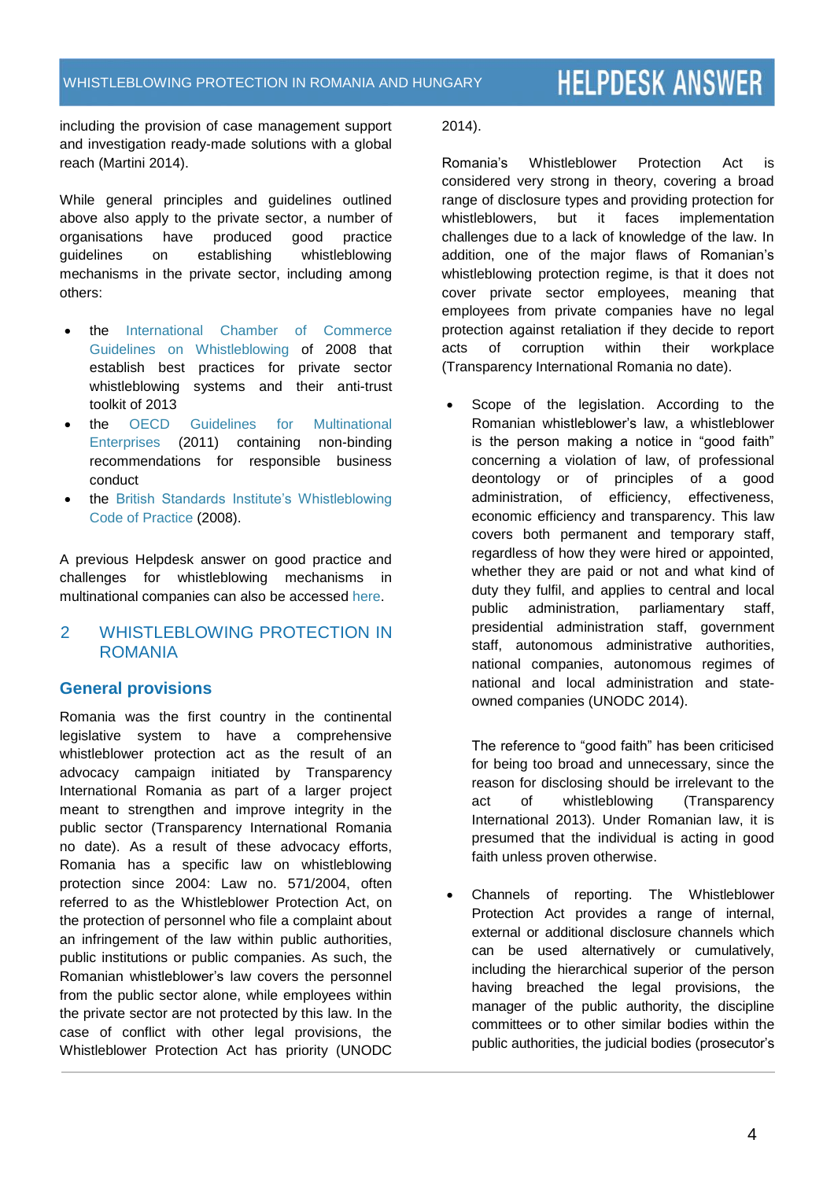including the provision of case management support and investigation ready-made solutions with a global reach (Martini 2014).

While general principles and guidelines outlined above also apply to the private sector, a number of organisations have produced good practice guidelines on establishing whistleblowing mechanisms in the private sector, including among others:

- the International Chamber of Commerce Guidelines on Whistleblowing of 2008 that establish best practices for private sector whistleblowing systems and their anti-trust toolkit of 2013
- the OECD Guidelines for Multinational Enterprises (2011) containing non-binding recommendations for responsible business conduct
- the British Standards Institute's Whistleblowing Code of Practice (2008).

A previous Helpdesk answer on good practice and challenges for whistleblowing mechanisms in multinational companies can also be accessed here.

## 2 WHISTLEBLOWING PROTECTION IN ROMANIA

### General provisions

Romania was the first country in the continental legislative system to have a comprehensive whistleblower protection act as the result of an advocacy campaign initiated by Transparency International Romania as part of a larger project meant to strengthen and improve integrity in the public sector (Transparency International Romania no date). As a result of these advocacy efforts, Romania has a specific law on whistleblowing protection since 2004: Law no. 571/2004, often referred to as the Whistleblower Protection Act, on the protection of personnel who file a complaint about an infringement of the law within public authorities, public institutions or public companies. As such, the Romanian whistleblower's law covers the personnel from the public sector alone, while employees within the private sector are not protected by this law. In the case of conflict with other legal provisions, the Whistleblower Protection Act has priority (UNODC 2014).

Romania's Whistleblower Protection Act is considered very strong in theory, covering a broad range of disclosure types and providing protection for whistleblowers, but it faces implementation challenges due to a lack of knowledge of the law. In addition, one of the major flaws of Romanian's whistleblowing protection regime, is that it does not cover private sector employees, meaning that employees from private companies have no legal protection against retaliation if they decide to report acts of corruption within their workplace (Transparency International Romania no date).

- Scope of the legislation. According to the Romanian whistleblower's law, a whistleblower is the person making a notice in "good faith" concerning a violation of law, of professional deontology or of principles of a good administration, of efficiency, effectiveness, economic efficiency and transparency. This law covers both permanent and temporary staff, regardless of how they were hired or appointed, whether they are paid or not and what kind of duty they fulfil, and applies to central and local public administration, parliamentary staff, presidential administration staff, government staff, autonomous administrative authorities, national companies, autonomous regimes of national and local administration and state-owned companies (UNODC 2014).

  The reference to "good faith" has been criticised for being too broad and unnecessary, since the reason for disclosing should be irrelevant to the act of whistleblowing (Transparency International 2013). Under Romanian law, it is presumed that the individual is acting in good faith unless proven otherwise.

- Channels of reporting. The Whistleblower Protection Act provides a range of internal, external or additional disclosure channels which can be used alternatively or cumulatively, including the hierarchical superior of the person having breached the legal provisions, the manager of the public authority, the discipline committees or to other similar bodies within the public authorities, the judicial bodies (prosecutor's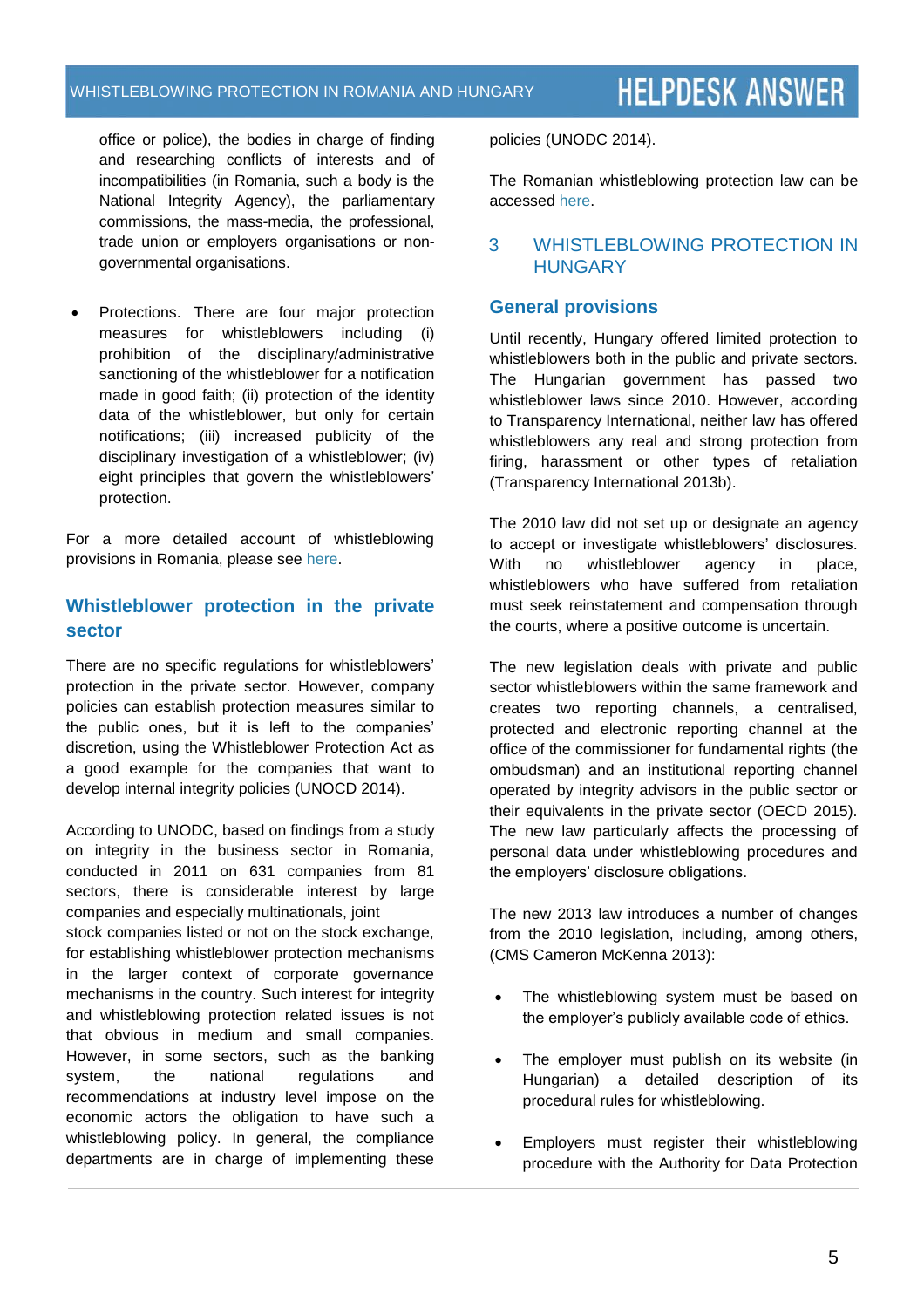office or police), the bodies in charge of finding and researching conflicts of interests and of incompatibilities (in Romania, such a body is the National Integrity Agency), the parliamentary commissions, the mass-media, the professional, trade union or employers organisations or non-governmental organisations.

- Protections. There are four major protection measures for whistleblowers including (i) prohibition of the disciplinary/administrative sanctioning of the whistleblower for a notification made in good faith; (ii) protection of the identity data of the whistleblower, but only for certain notifications; (iii) increased publicity of the disciplinary investigation of a whistleblower; (iv) eight principles that govern the whistleblowers' protection.

For a more detailed account of whistleblowing provisions in Romania, please see here.

## Whistleblower protection in the private sector

There are no specific regulations for whistleblowers' protection in the private sector. However, company policies can establish protection measures similar to the public ones, but it is left to the companies' discretion, using the Whistleblower Protection Act as a good example for the companies that want to develop internal integrity policies (UNOCD 2014).

According to UNODC, based on findings from a study on integrity in the business sector in Romania, conducted in 2011 on 631 companies from 81 sectors, there is considerable interest by large companies and especially multinationals, joint stock companies listed or not on the stock exchange, for establishing whistleblower protection mechanisms in the larger context of corporate governance mechanisms in the country. Such interest for integrity and whistleblowing protection related issues is not that obvious in medium and small companies. However, in some sectors, such as the banking system, the national regulations and recommendations at industry level impose on the economic actors the obligation to have such a whistleblowing policy. In general, the compliance departments are in charge of implementing these policies (UNODC 2014).

The Romanian whistleblowing protection law can be accessed here.

# 3 WHISTLEBLOWING PROTECTION IN HUNGARY

## General provisions

Until recently, Hungary offered limited protection to whistleblowers both in the public and private sectors. The Hungarian government has passed two whistleblower laws since 2010. However, according to Transparency International, neither law has offered whistleblowers any real and strong protection from firing, harassment or other types of retaliation (Transparency International 2013b).

The 2010 law did not set up or designate an agency to accept or investigate whistleblowers' disclosures. With no whistleblower agency in place, whistleblowers who have suffered from retaliation must seek reinstatement and compensation through the courts, where a positive outcome is uncertain.

The new legislation deals with private and public sector whistleblowers within the same framework and creates two reporting channels, a centralised, protected and electronic reporting channel at the office of the commissioner for fundamental rights (the ombudsman) and an institutional reporting channel operated by integrity advisors in the public sector or their equivalents in the private sector (OECD 2015). The new law particularly affects the processing of personal data under whistleblowing procedures and the employers' disclosure obligations.

The new 2013 law introduces a number of changes from the 2010 legislation, including, among others, (CMS Cameron McKenna 2013):

- The whistleblowing system must be based on the employer's publicly available code of ethics.
- The employer must publish on its website (in Hungarian) a detailed description of its procedural rules for whistleblowing.
- Employers must register their whistleblowing procedure with the Authority for Data Protection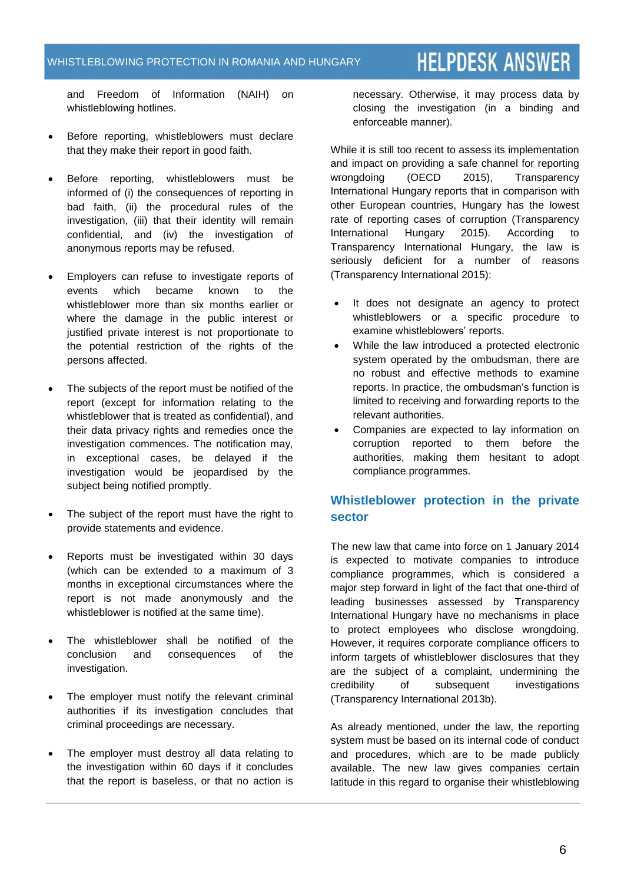and Freedom of Information (NAIH) on whistleblowing hotlines.

- Before reporting, whistleblowers must declare that they make their report in good faith.

- Before reporting, whistleblowers must be informed of (i) the consequences of reporting in bad faith, (ii) the procedural rules of the investigation, (iii) that their identity will remain confidential, and (iv) the investigation of anonymous reports may be refused.

- Employers can refuse to investigate reports of events which became known to the whistleblower more than six months earlier or where the damage in the public interest or justified private interest is not proportionate to the potential restriction of the rights of the persons affected.

- The subjects of the report must be notified of the report (except for information relating to the whistleblower that is treated as confidential), and their data privacy rights and remedies once the investigation commences. The notification may, in exceptional cases, be delayed if the investigation would be jeopardised by the subject being notified promptly.

- The subject of the report must have the right to provide statements and evidence.

- Reports must be investigated within 30 days (which can be extended to a maximum of 3 months in exceptional circumstances where the report is not made anonymously and the whistleblower is notified at the same time).

- The whistleblower shall be notified of the conclusion and consequences of the investigation.

- The employer must notify the relevant criminal authorities if its investigation concludes that criminal proceedings are necessary.

- The employer must destroy all data relating to the investigation within 60 days if it concludes that the report is baseless, or that no action is necessary. Otherwise, it may process data by closing the investigation (in a binding and enforceable manner).

While it is still too recent to assess its implementation and impact on providing a safe channel for reporting wrongdoing (OECD 2015), Transparency International Hungary reports that in comparison with other European countries, Hungary has the lowest rate of reporting cases of corruption (Transparency International Hungary 2015). According to Transparency International Hungary, the law is seriously deficient for a number of reasons (Transparency International 2015):

- It does not designate an agency to protect whistleblowers or a specific procedure to examine whistleblowers' reports.
- While the law introduced a protected electronic system operated by the ombudsman, there are no robust and effective methods to examine reports. In practice, the ombudsman's function is limited to receiving and forwarding reports to the relevant authorities.
- Companies are expected to lay information on corruption reported to them before the authorities, making them hesitant to adopt compliance programmes.

## Whistleblower protection in the private sector

The new law that came into force on 1 January 2014 is expected to motivate companies to introduce compliance programmes, which is considered a major step forward in light of the fact that one-third of leading businesses assessed by Transparency International Hungary have no mechanisms in place to protect employees who disclose wrongdoing. However, it requires corporate compliance officers to inform targets of whistleblower disclosures that they are the subject of a complaint, undermining the credibility of subsequent investigations (Transparency International 2013b).

As already mentioned, under the law, the reporting system must be based on its internal code of conduct and procedures, which are to be made publicly available. The new law gives companies certain latitude in this regard to organise their whistleblowing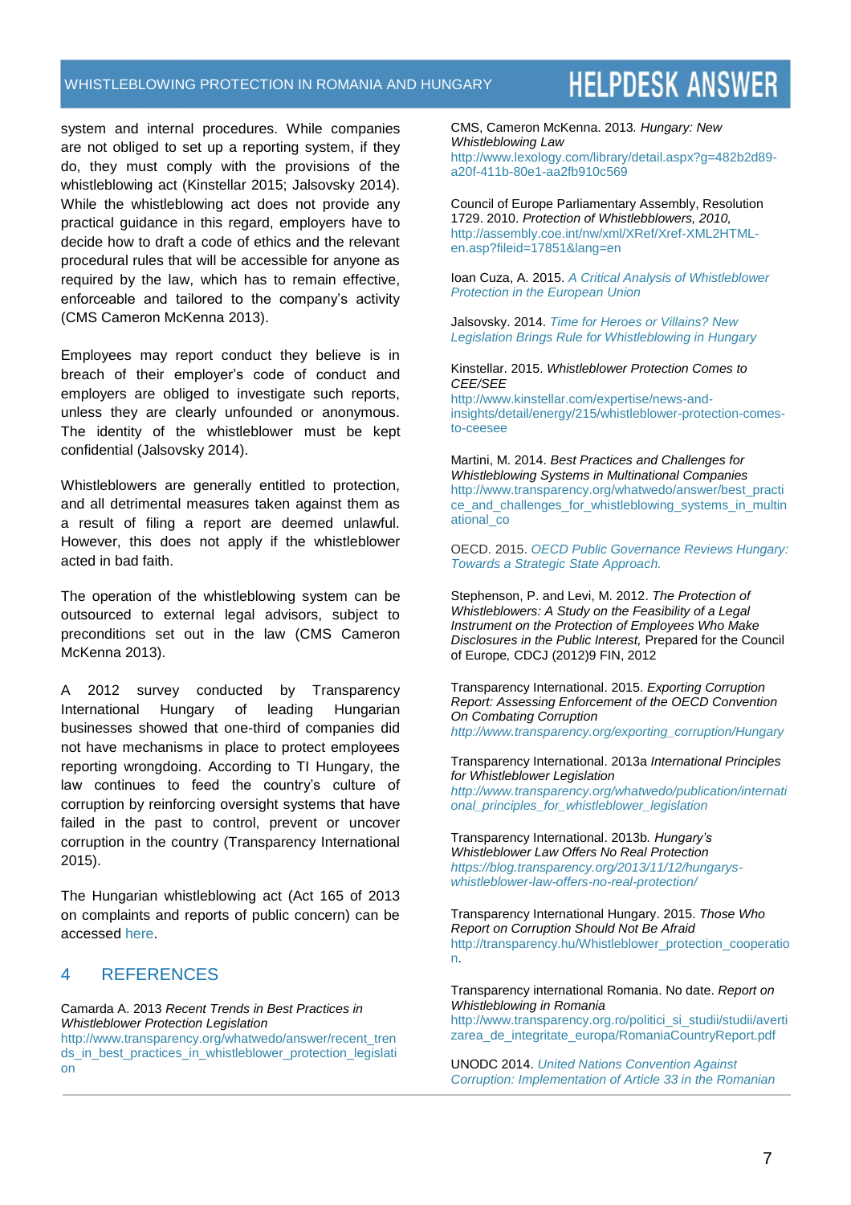system and internal procedures. While companies are not obliged to set up a reporting system, if they do, they must comply with the provisions of the whistleblowing act (Kinstellar 2015; Jalsovsky 2014). While the whistleblowing act does not provide any practical guidance in this regard, employers have to decide how to draft a code of ethics and the relevant procedural rules that will be accessible for anyone as required by the law, which has to remain effective, enforceable and tailored to the company's activity (CMS Cameron McKenna 2013).

Employees may report conduct they believe is in breach of their employer's code of conduct and employers are obliged to investigate such reports, unless they are clearly unfounded or anonymous. The identity of the whistleblower must be kept confidential (Jalsovsky 2014).

Whistleblowers are generally entitled to protection, and all detrimental measures taken against them as a result of filing a report are deemed unlawful. However, this does not apply if the whistleblower acted in bad faith.

The operation of the whistleblowing system can be outsourced to external legal advisors, subject to preconditions set out in the law (CMS Cameron McKenna 2013).

A 2012 survey conducted by Transparency International Hungary of leading Hungarian businesses showed that one-third of companies did not have mechanisms in place to protect employees reporting wrongdoing. According to TI Hungary, the law continues to feed the country's culture of corruption by reinforcing oversight systems that have failed in the past to control, prevent or uncover corruption in the country (Transparency International 2015).

The Hungarian whistleblowing act (Act 165 of 2013 on complaints and reports of public concern) can be accessed here.

## 4 REFERENCES

Camarda A. 2013 *Recent Trends in Best Practices in Whistleblower Protection Legislation*
http://www.transparency.org/whatwedo/answer/recent_trends_in_best_practices_in_whistleblower_protection_legislation

CMS, Cameron McKenna. 2013. *Hungary: New Whistleblowing Law*
http://www.lexology.com/library/detail.aspx?g=482b2d89-a20f-411b-80e1-aa2fb910c569

Council of Europe Parliamentary Assembly, Resolution 1729. 2010. *Protection of Whistlebblowers, 2010,*
http://assembly.coe.int/nw/xml/XRef/Xref-XML2HTML-en.asp?fileid=17851&lang=en

Ioan Cuza, A. 2015. *A Critical Analysis of Whistleblower Protection in the European Union*

Jalsovsky. 2014. *Time for Heroes or Villains? New Legislation Brings Rule for Whistleblowing in Hungary*

Kinstellar. 2015. *Whistleblower Protection Comes to CEE/SEE*
http://www.kinstellar.com/expertise/news-and-insights/detail/energy/215/whistleblower-protection-comes-to-ceesee

Martini, M. 2014. *Best Practices and Challenges for Whistleblowing Systems in Multinational Companies*
http://www.transparency.org/whatwedo/answer/best_practice_and_challenges_for_whistleblowing_systems_in_multinational_co

OECD. 2015. *OECD Public Governance Reviews Hungary: Towards a Strategic State Approach.*

Stephenson, P. and Levi, M. 2012. *The Protection of Whistleblowers: A Study on the Feasibility of a Legal Instrument on the Protection of Employees Who Make Disclosures in the Public Interest,* Prepared for the Council of Europe*,* CDCJ (2012)9 FIN, 2012

Transparency International. 2015. *Exporting Corruption Report: Assessing Enforcement of the OECD Convention On Combating Corruption*
*http://www.transparency.org/exporting_corruption/Hungary*

Transparency International. 2013a *International Principles for Whistleblower Legislation*
*http://www.transparency.org/whatwedo/publication/international_principles_for_whistleblower_legislation*

Transparency International. 2013b. *Hungary's Whistleblower Law Offers No Real Protection*
*https://blog.transparency.org/2013/11/12/hungarys-whistleblower-law-offers-no-real-protection/*

Transparency International Hungary. 2015. *Those Who Report on Corruption Should Not Be Afraid*
http://transparency.hu/Whistleblower_protection_cooperation.

Transparency international Romania. No date. *Report on Whistleblowing in Romania*
http://www.transparency.org.ro/politici_si_studii/studii/avertizarea_de_integritate_europa/RomaniaCountryReport.pdf

UNODC 2014. *United Nations Convention Against Corruption: Implementation of Article 33 in the Romanian*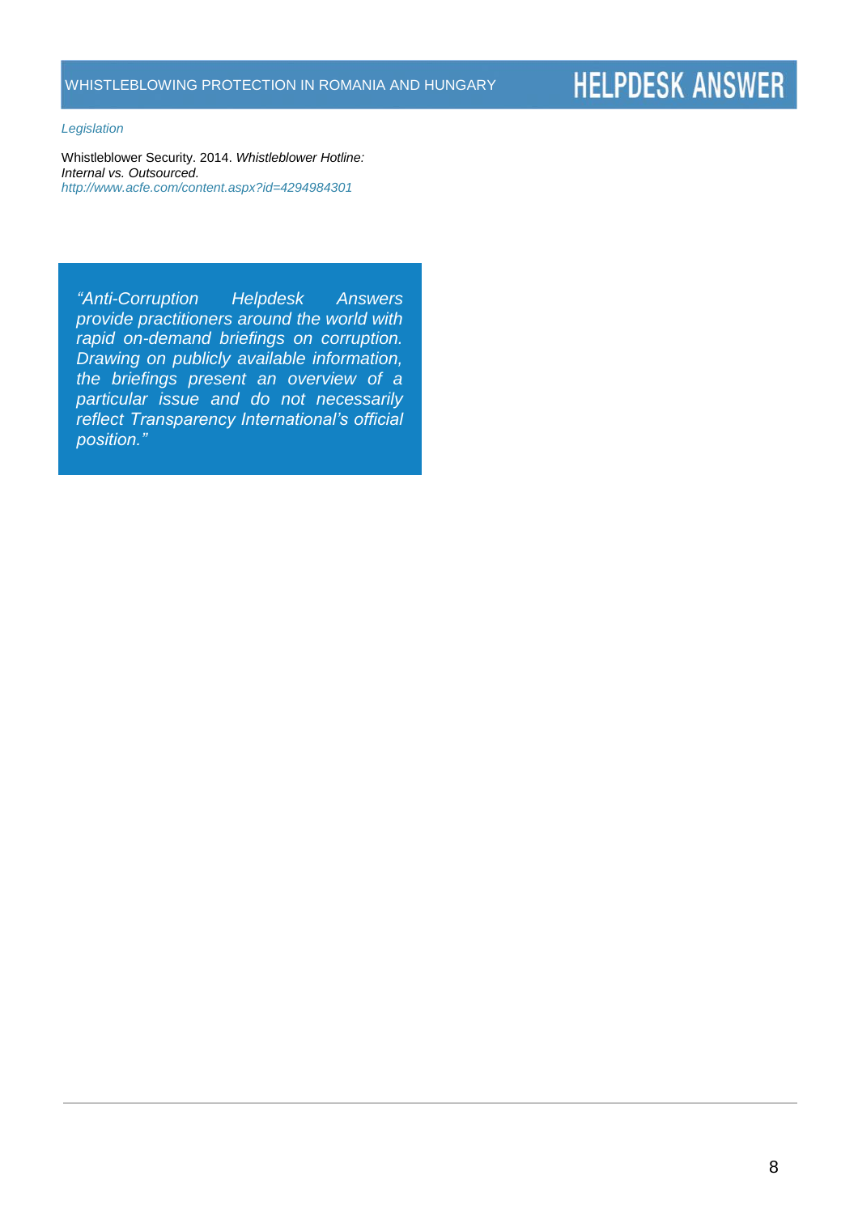*Legislation*

Whistleblower Security. 2014. *Whistleblower Hotline: Internal vs. Outsourced.*
*http://www.acfe.com/content.aspx?id=4294984301*

> *"Anti-Corruption Helpdesk Answers provide practitioners around the world with rapid on-demand briefings on corruption. Drawing on publicly available information, the briefings present an overview of a particular issue and do not necessarily reflect Transparency International's official position."*